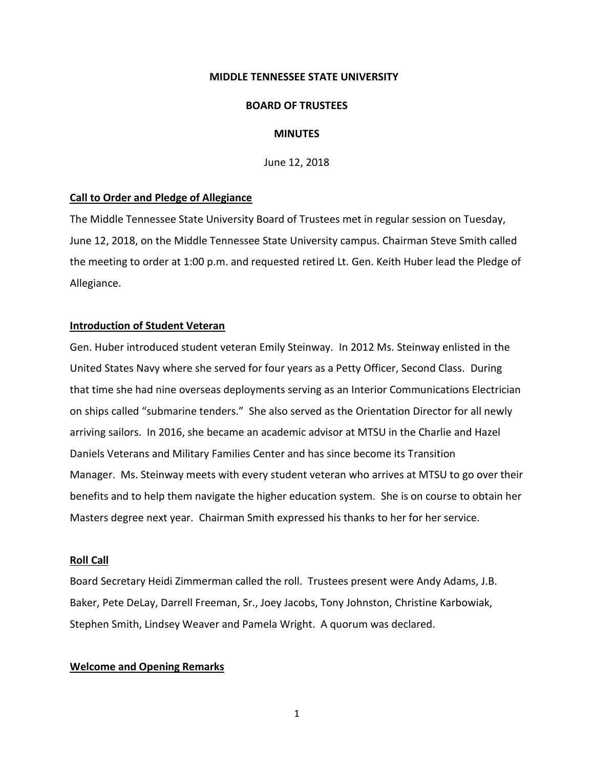# MIDDLE TENNESSEE STATE UNIVERSITY

## BOARD OF TRUSTEES

## MINUTES

June 12, 2018

**Call to Order and Pledge of Allegiance**

The Middle Tennessee State University Board of Trustees met in regular session on Tuesday, June 12, 2018, on the Middle Tennessee State University campus. Chairman Steve Smith called the meeting to order at 1:00 p.m. and requested retired Lt. Gen. Keith Huber lead the Pledge of Allegiance.

**Introduction of Student Veteran**

Gen. Huber introduced student veteran Emily Steinway. In 2012 Ms. Steinway enlisted in the United States Navy where she served for four years as a Petty Officer, Second Class. During that time she had nine overseas deployments serving as an Interior Communications Electrician on ships called "submarine tenders." She also served as the Orientation Director for all newly arriving sailors. In 2016, she became an academic advisor at MTSU in the Charlie and Hazel Daniels Veterans and Military Families Center and has since become its Transition Manager. Ms. Steinway meets with every student veteran who arrives at MTSU to go over their benefits and to help them navigate the higher education system. She is on course to obtain her Masters degree next year. Chairman Smith expressed his thanks to her for her service.

**Roll Call**

Board Secretary Heidi Zimmerman called the roll. Trustees present were Andy Adams, J.B. Baker, Pete DeLay, Darrell Freeman, Sr., Joey Jacobs, Tony Johnston, Christine Karbowiak, Stephen Smith, Lindsey Weaver and Pamela Wright. A quorum was declared.

**Welcome and Opening Remarks**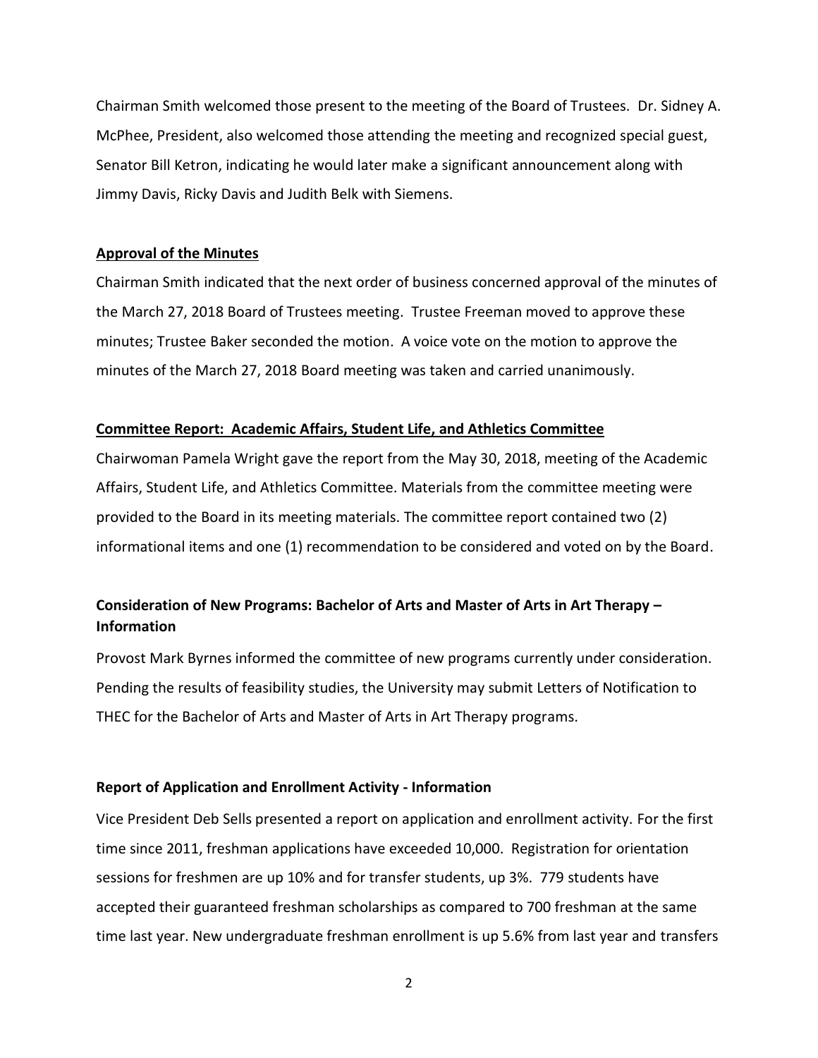Chairman Smith welcomed those present to the meeting of the Board of Trustees. Dr. Sidney A. McPhee, President, also welcomed those attending the meeting and recognized special guest, Senator Bill Ketron, indicating he would later make a significant announcement along with Jimmy Davis, Ricky Davis and Judith Belk with Siemens.

## Approval of the Minutes

Chairman Smith indicated that the next order of business concerned approval of the minutes of the March 27, 2018 Board of Trustees meeting. Trustee Freeman moved to approve these minutes; Trustee Baker seconded the motion. A voice vote on the motion to approve the minutes of the March 27, 2018 Board meeting was taken and carried unanimously.

## Committee Report: Academic Affairs, Student Life, and Athletics Committee

Chairwoman Pamela Wright gave the report from the May 30, 2018, meeting of the Academic Affairs, Student Life, and Athletics Committee. Materials from the committee meeting were provided to the Board in its meeting materials. The committee report contained two (2) informational items and one (1) recommendation to be considered and voted on by the Board.

### Consideration of New Programs: Bachelor of Arts and Master of Arts in Art Therapy – Information

Provost Mark Byrnes informed the committee of new programs currently under consideration. Pending the results of feasibility studies, the University may submit Letters of Notification to THEC for the Bachelor of Arts and Master of Arts in Art Therapy programs.

### Report of Application and Enrollment Activity - Information

Vice President Deb Sells presented a report on application and enrollment activity. For the first time since 2011, freshman applications have exceeded 10,000. Registration for orientation sessions for freshmen are up 10% and for transfer students, up 3%. 779 students have accepted their guaranteed freshman scholarships as compared to 700 freshman at the same time last year. New undergraduate freshman enrollment is up 5.6% from last year and transfers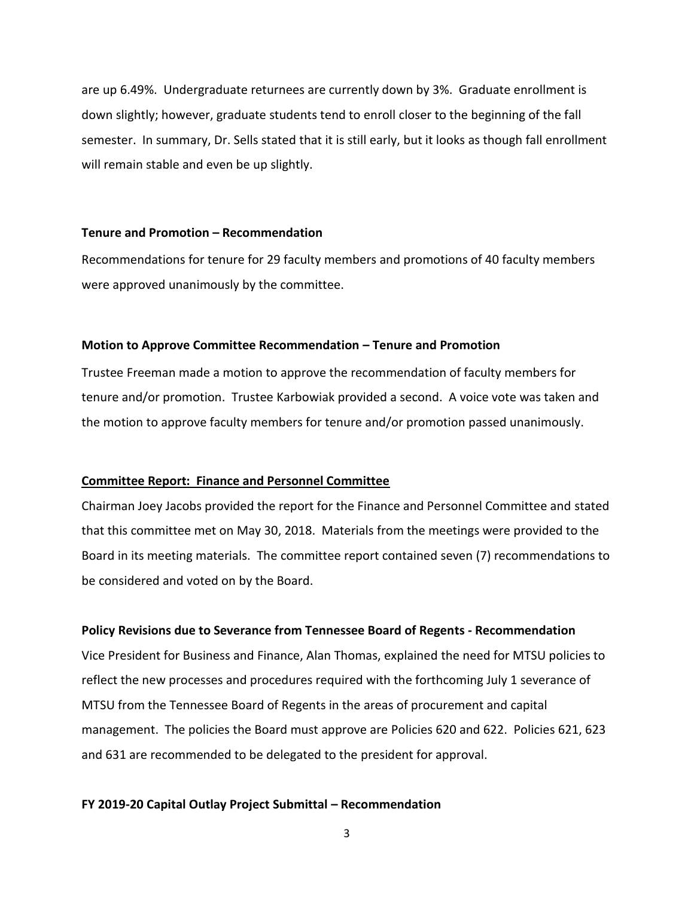are up 6.49%. Undergraduate returnees are currently down by 3%. Graduate enrollment is down slightly; however, graduate students tend to enroll closer to the beginning of the fall semester. In summary, Dr. Sells stated that it is still early, but it looks as though fall enrollment will remain stable and even be up slightly.

**Tenure and Promotion – Recommendation**

Recommendations for tenure for 29 faculty members and promotions of 40 faculty members were approved unanimously by the committee.

**Motion to Approve Committee Recommendation – Tenure and Promotion**

Trustee Freeman made a motion to approve the recommendation of faculty members for tenure and/or promotion. Trustee Karbowiak provided a second. A voice vote was taken and the motion to approve faculty members for tenure and/or promotion passed unanimously.

**Committee Report: Finance and Personnel Committee**

Chairman Joey Jacobs provided the report for the Finance and Personnel Committee and stated that this committee met on May 30, 2018. Materials from the meetings were provided to the Board in its meeting materials. The committee report contained seven (7) recommendations to be considered and voted on by the Board.

**Policy Revisions due to Severance from Tennessee Board of Regents - Recommendation**

Vice President for Business and Finance, Alan Thomas, explained the need for MTSU policies to reflect the new processes and procedures required with the forthcoming July 1 severance of MTSU from the Tennessee Board of Regents in the areas of procurement and capital management. The policies the Board must approve are Policies 620 and 622. Policies 621, 623 and 631 are recommended to be delegated to the president for approval.

**FY 2019-20 Capital Outlay Project Submittal – Recommendation**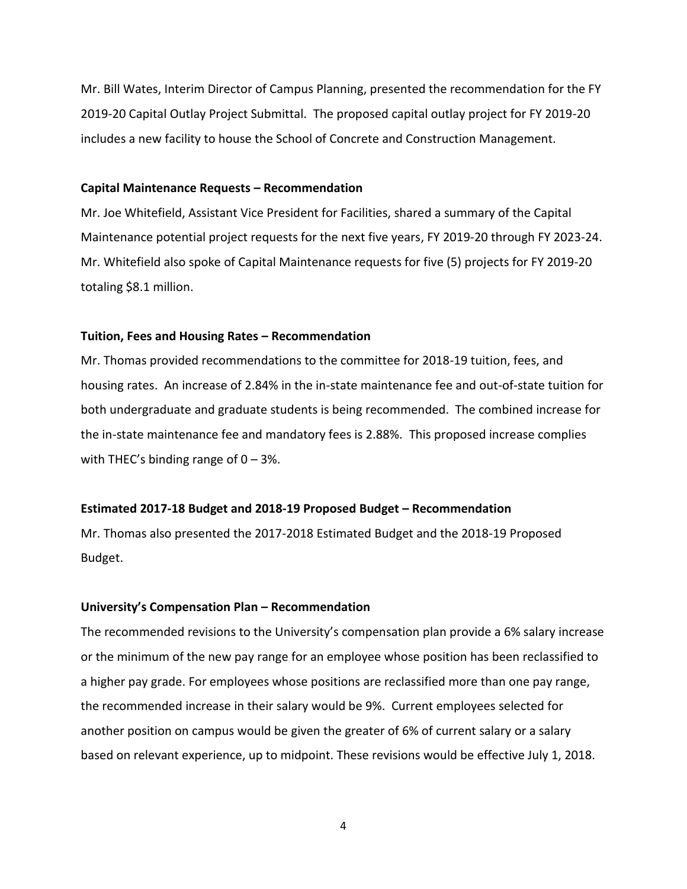Mr. Bill Wates, Interim Director of Campus Planning, presented the recommendation for the FY 2019-20 Capital Outlay Project Submittal. The proposed capital outlay project for FY 2019-20 includes a new facility to house the School of Concrete and Construction Management.

**Capital Maintenance Requests – Recommendation**

Mr. Joe Whitefield, Assistant Vice President for Facilities, shared a summary of the Capital Maintenance potential project requests for the next five years, FY 2019-20 through FY 2023-24. Mr. Whitefield also spoke of Capital Maintenance requests for five (5) projects for FY 2019-20 totaling $8.1 million.

**Tuition, Fees and Housing Rates – Recommendation**

Mr. Thomas provided recommendations to the committee for 2018-19 tuition, fees, and housing rates. An increase of 2.84% in the in-state maintenance fee and out-of-state tuition for both undergraduate and graduate students is being recommended. The combined increase for the in-state maintenance fee and mandatory fees is 2.88%. This proposed increase complies with THEC's binding range of 0 – 3%.

**Estimated 2017-18 Budget and 2018-19 Proposed Budget – Recommendation**

Mr. Thomas also presented the 2017-2018 Estimated Budget and the 2018-19 Proposed Budget.

**University's Compensation Plan – Recommendation**

The recommended revisions to the University's compensation plan provide a 6% salary increase or the minimum of the new pay range for an employee whose position has been reclassified to a higher pay grade. For employees whose positions are reclassified more than one pay range, the recommended increase in their salary would be 9%. Current employees selected for another position on campus would be given the greater of 6% of current salary or a salary based on relevant experience, up to midpoint. These revisions would be effective July 1, 2018.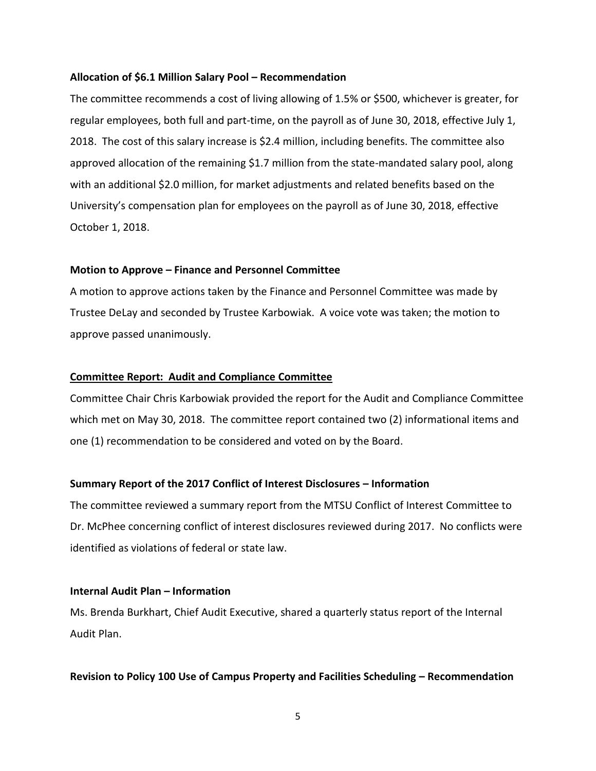**Allocation of $6.1 Million Salary Pool – Recommendation**

The committee recommends a cost of living allowing of 1.5% or $500, whichever is greater, for regular employees, both full and part-time, on the payroll as of June 30, 2018, effective July 1, 2018. The cost of this salary increase is $2.4 million, including benefits. The committee also approved allocation of the remaining $1.7 million from the state-mandated salary pool, along with an additional $2.0 million, for market adjustments and related benefits based on the University's compensation plan for employees on the payroll as of June 30, 2018, effective October 1, 2018.

**Motion to Approve – Finance and Personnel Committee**

A motion to approve actions taken by the Finance and Personnel Committee was made by Trustee DeLay and seconded by Trustee Karbowiak. A voice vote was taken; the motion to approve passed unanimously.

**Committee Report: Audit and Compliance Committee**

Committee Chair Chris Karbowiak provided the report for the Audit and Compliance Committee which met on May 30, 2018. The committee report contained two (2) informational items and one (1) recommendation to be considered and voted on by the Board.

**Summary Report of the 2017 Conflict of Interest Disclosures – Information**

The committee reviewed a summary report from the MTSU Conflict of Interest Committee to Dr. McPhee concerning conflict of interest disclosures reviewed during 2017. No conflicts were identified as violations of federal or state law.

**Internal Audit Plan – Information**

Ms. Brenda Burkhart, Chief Audit Executive, shared a quarterly status report of the Internal Audit Plan.

**Revision to Policy 100 Use of Campus Property and Facilities Scheduling – Recommendation**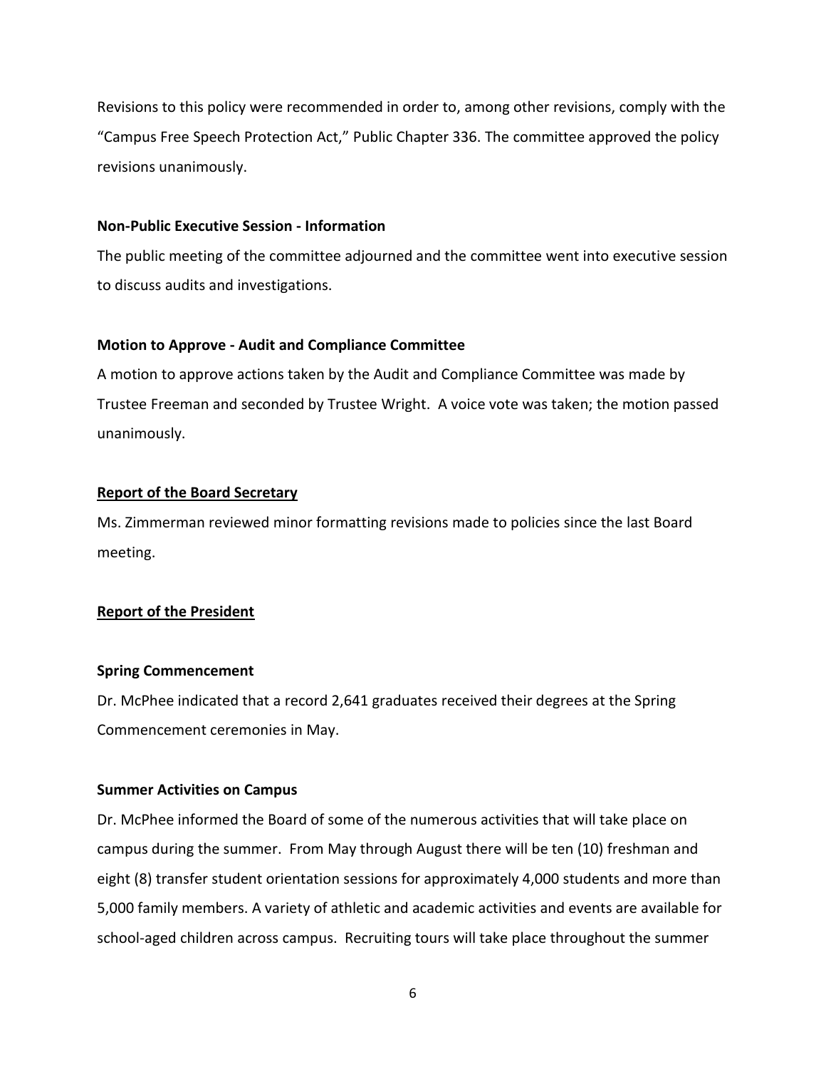Revisions to this policy were recommended in order to, among other revisions, comply with the "Campus Free Speech Protection Act," Public Chapter 336. The committee approved the policy revisions unanimously.

**Non-Public Executive Session - Information**

The public meeting of the committee adjourned and the committee went into executive session to discuss audits and investigations.

**Motion to Approve - Audit and Compliance Committee**

A motion to approve actions taken by the Audit and Compliance Committee was made by Trustee Freeman and seconded by Trustee Wright. A voice vote was taken; the motion passed unanimously.

## Report of the Board Secretary

Ms. Zimmerman reviewed minor formatting revisions made to policies since the last Board meeting.

## Report of the President

**Spring Commencement**

Dr. McPhee indicated that a record 2,641 graduates received their degrees at the Spring Commencement ceremonies in May.

**Summer Activities on Campus**

Dr. McPhee informed the Board of some of the numerous activities that will take place on campus during the summer. From May through August there will be ten (10) freshman and eight (8) transfer student orientation sessions for approximately 4,000 students and more than 5,000 family members. A variety of athletic and academic activities and events are available for school-aged children across campus. Recruiting tours will take place throughout the summer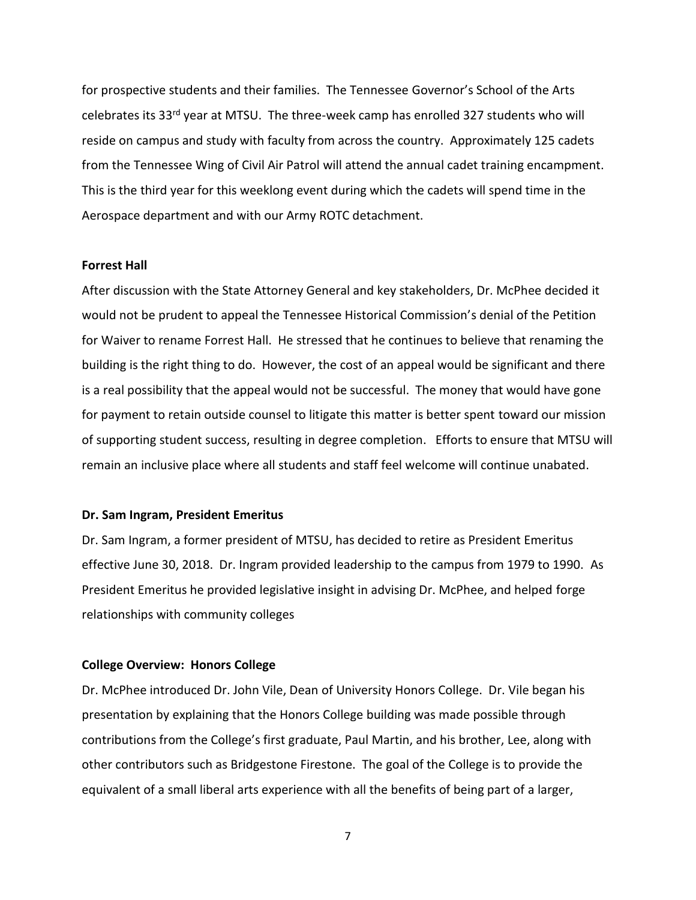for prospective students and their families. The Tennessee Governor's School of the Arts celebrates its 33rd year at MTSU. The three-week camp has enrolled 327 students who will reside on campus and study with faculty from across the country. Approximately 125 cadets from the Tennessee Wing of Civil Air Patrol will attend the annual cadet training encampment. This is the third year for this weeklong event during which the cadets will spend time in the Aerospace department and with our Army ROTC detachment.

**Forrest Hall**

After discussion with the State Attorney General and key stakeholders, Dr. McPhee decided it would not be prudent to appeal the Tennessee Historical Commission's denial of the Petition for Waiver to rename Forrest Hall. He stressed that he continues to believe that renaming the building is the right thing to do. However, the cost of an appeal would be significant and there is a real possibility that the appeal would not be successful. The money that would have gone for payment to retain outside counsel to litigate this matter is better spent toward our mission of supporting student success, resulting in degree completion. Efforts to ensure that MTSU will remain an inclusive place where all students and staff feel welcome will continue unabated.

**Dr. Sam Ingram, President Emeritus**

Dr. Sam Ingram, a former president of MTSU, has decided to retire as President Emeritus effective June 30, 2018. Dr. Ingram provided leadership to the campus from 1979 to 1990. As President Emeritus he provided legislative insight in advising Dr. McPhee, and helped forge relationships with community colleges

**College Overview: Honors College**

Dr. McPhee introduced Dr. John Vile, Dean of University Honors College. Dr. Vile began his presentation by explaining that the Honors College building was made possible through contributions from the College's first graduate, Paul Martin, and his brother, Lee, along with other contributors such as Bridgestone Firestone. The goal of the College is to provide the equivalent of a small liberal arts experience with all the benefits of being part of a larger,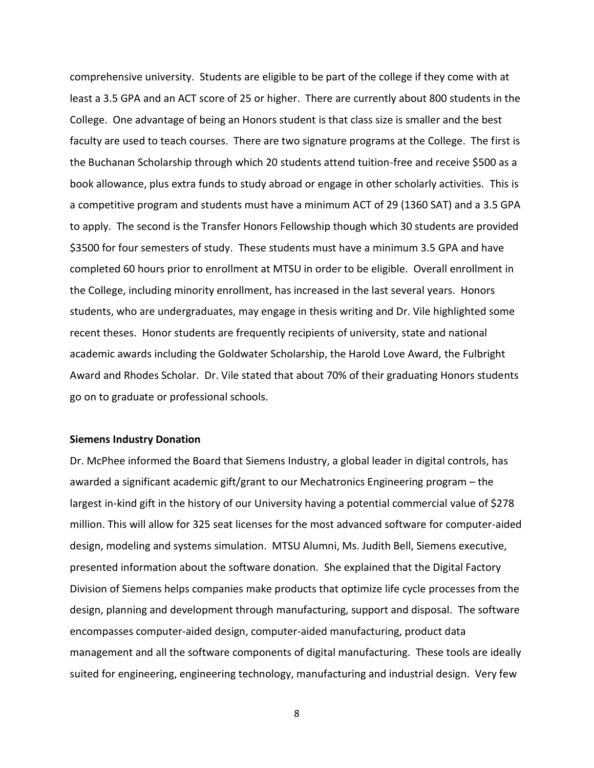comprehensive university. Students are eligible to be part of the college if they come with at least a 3.5 GPA and an ACT score of 25 or higher. There are currently about 800 students in the College. One advantage of being an Honors student is that class size is smaller and the best faculty are used to teach courses. There are two signature programs at the College. The first is the Buchanan Scholarship through which 20 students attend tuition-free and receive $500 as a book allowance, plus extra funds to study abroad or engage in other scholarly activities. This is a competitive program and students must have a minimum ACT of 29 (1360 SAT) and a 3.5 GPA to apply. The second is the Transfer Honors Fellowship though which 30 students are provided $3500 for four semesters of study. These students must have a minimum 3.5 GPA and have completed 60 hours prior to enrollment at MTSU in order to be eligible. Overall enrollment in the College, including minority enrollment, has increased in the last several years. Honors students, who are undergraduates, may engage in thesis writing and Dr. Vile highlighted some recent theses. Honor students are frequently recipients of university, state and national academic awards including the Goldwater Scholarship, the Harold Love Award, the Fulbright Award and Rhodes Scholar. Dr. Vile stated that about 70% of their graduating Honors students go on to graduate or professional schools.

**Siemens Industry Donation**

Dr. McPhee informed the Board that Siemens Industry, a global leader in digital controls, has awarded a significant academic gift/grant to our Mechatronics Engineering program – the largest in-kind gift in the history of our University having a potential commercial value of $278 million. This will allow for 325 seat licenses for the most advanced software for computer-aided design, modeling and systems simulation. MTSU Alumni, Ms. Judith Bell, Siemens executive, presented information about the software donation. She explained that the Digital Factory Division of Siemens helps companies make products that optimize life cycle processes from the design, planning and development through manufacturing, support and disposal. The software encompasses computer-aided design, computer-aided manufacturing, product data management and all the software components of digital manufacturing. These tools are ideally suited for engineering, engineering technology, manufacturing and industrial design. Very few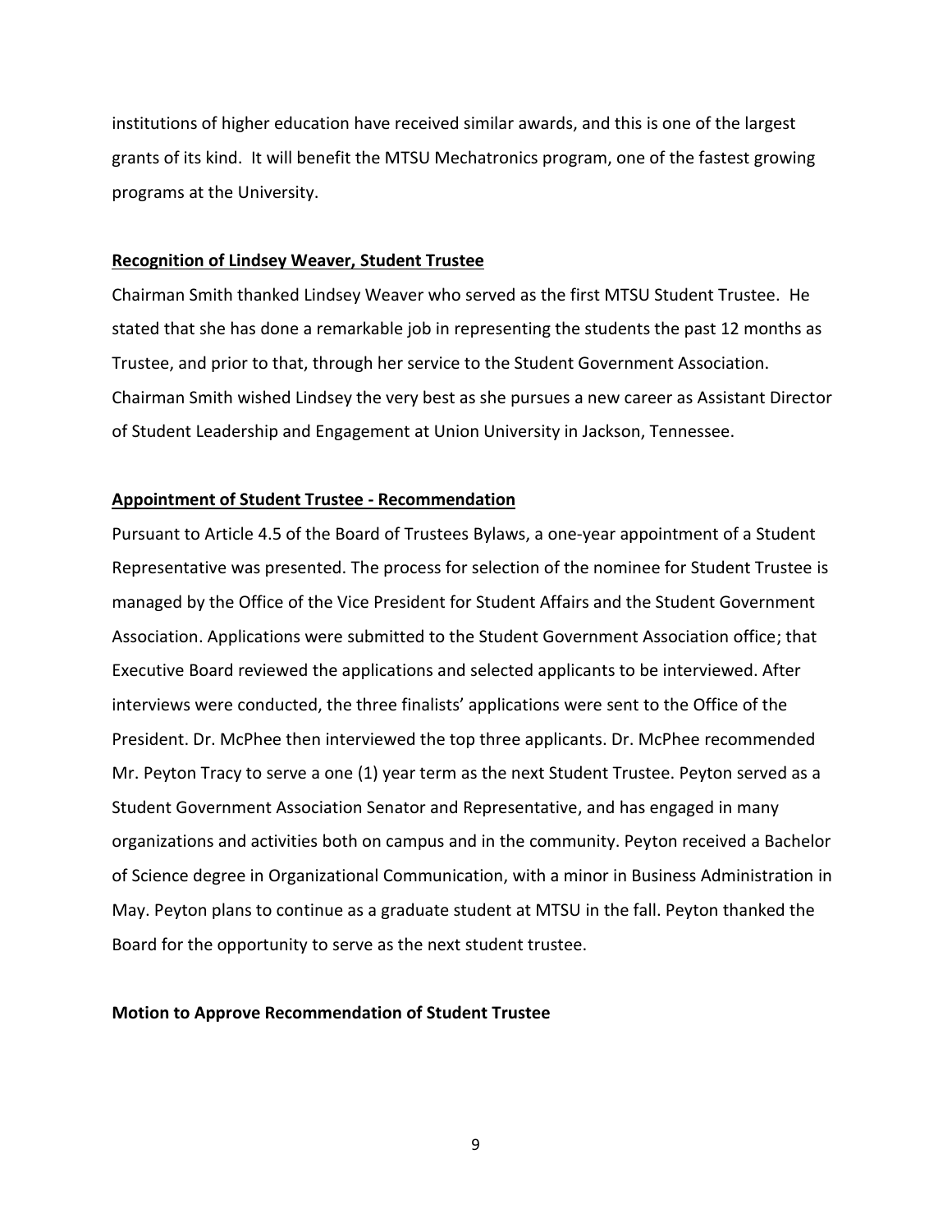institutions of higher education have received similar awards, and this is one of the largest grants of its kind. It will benefit the MTSU Mechatronics program, one of the fastest growing programs at the University.

**Recognition of Lindsey Weaver, Student Trustee**

Chairman Smith thanked Lindsey Weaver who served as the first MTSU Student Trustee. He stated that she has done a remarkable job in representing the students the past 12 months as Trustee, and prior to that, through her service to the Student Government Association. Chairman Smith wished Lindsey the very best as she pursues a new career as Assistant Director of Student Leadership and Engagement at Union University in Jackson, Tennessee.

**Appointment of Student Trustee - Recommendation**

Pursuant to Article 4.5 of the Board of Trustees Bylaws, a one-year appointment of a Student Representative was presented. The process for selection of the nominee for Student Trustee is managed by the Office of the Vice President for Student Affairs and the Student Government Association. Applications were submitted to the Student Government Association office; that Executive Board reviewed the applications and selected applicants to be interviewed. After interviews were conducted, the three finalists' applications were sent to the Office of the President. Dr. McPhee then interviewed the top three applicants. Dr. McPhee recommended Mr. Peyton Tracy to serve a one (1) year term as the next Student Trustee. Peyton served as a Student Government Association Senator and Representative, and has engaged in many organizations and activities both on campus and in the community. Peyton received a Bachelor of Science degree in Organizational Communication, with a minor in Business Administration in May. Peyton plans to continue as a graduate student at MTSU in the fall. Peyton thanked the Board for the opportunity to serve as the next student trustee.

**Motion to Approve Recommendation of Student Trustee**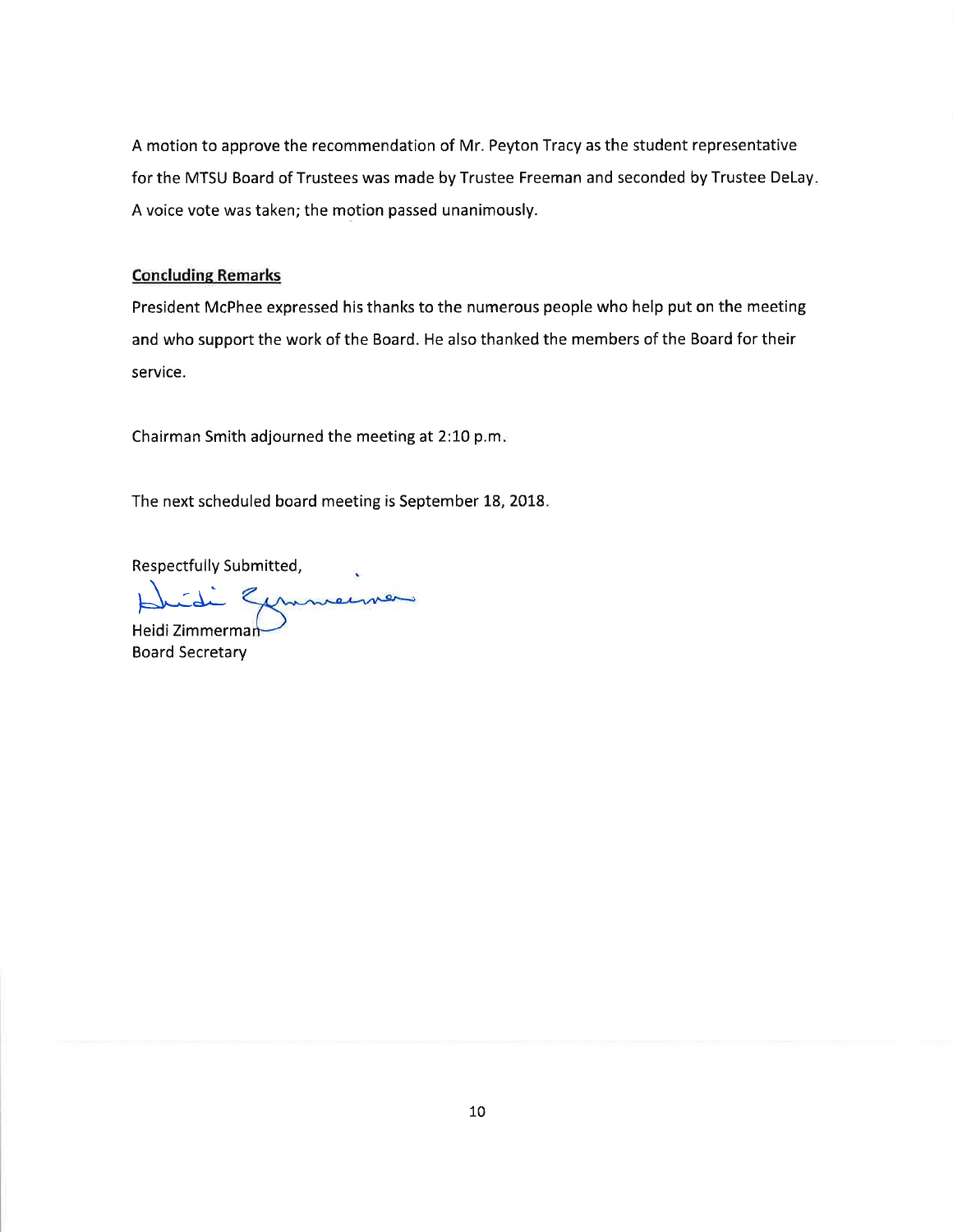A motion to approve the recommendation of Mr. Peyton Tracy as the student representative for the MTSU Board of Trustees was made by Trustee Freeman and seconded by Trustee DeLay. A voice vote was taken; the motion passed unanimously.

**Concluding Remarks**

President McPhee expressed his thanks to the numerous people who help put on the meeting and who support the work of the Board. He also thanked the members of the Board for their service.

Chairman Smith adjourned the meeting at 2:10 p.m.

The next scheduled board meeting is September 18, 2018.

Respectfully Submitted,

Heidi Zimmerman
Board Secretary